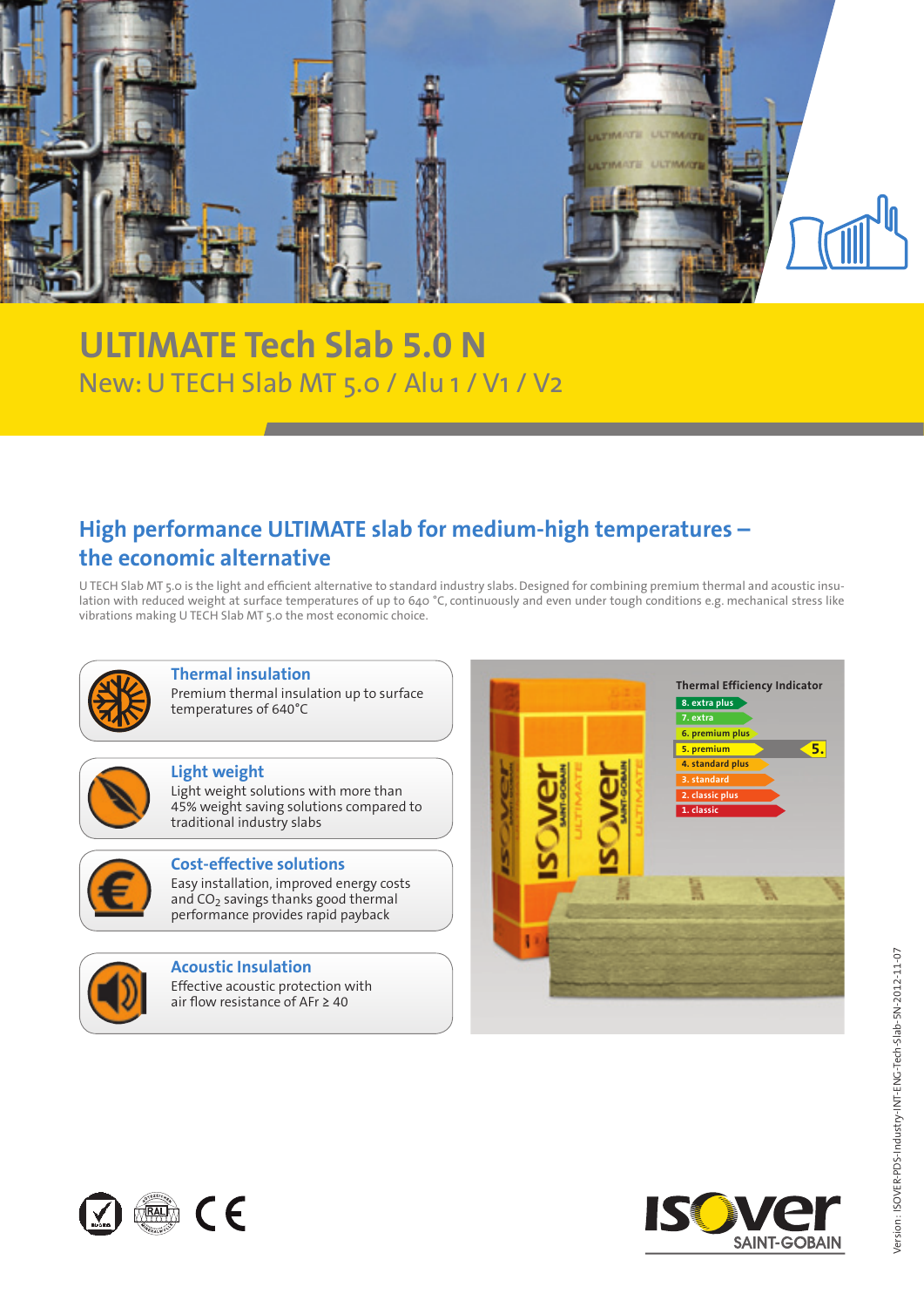# ULTIMATE Tech Slab 5.0 N

New: U TECH Slab MT 5.0 / Alu 1 / V1 / V2

## High performance ULTIMATE slab for medium-high temperatures – the economic alternative

U TECH Slab MT 5.0 is the light and efficient alternative to standard industry slabs. Designed for combining premium thermal and acoustic insulation with reduced weight at surface temperatures of up to 640 °C, continuously and even under tough conditions e.g. mechanical stress like vibrations making U TECH Slab MT 5.0 the most economic choice.

### Thermal insulation

Premium thermal insulation up to surface temperatures of 640°C

### Light weight

Light weight solutions with more than 45% weight saving solutions compared to traditional industry slabs

### Cost-effective solutions

Easy installation, improved energy costs and $CO_2$ savings thanks good thermal performance provides rapid payback

### Acoustic Insulation

Effective acoustic protection with air flow resistance of AFr ≥ 40

**Thermal Efficiency Indicator**

- 8. extra plus
- 7. extra
- 6. premium plus
- 5. premium ◄ **5.**
- 4. standard plus
- 3. standard
- 2. classic plus
- 1. classic

Version : ISOVER-PDS-Industry-INT-ENG-Tech-Slab-5N-2012-11-07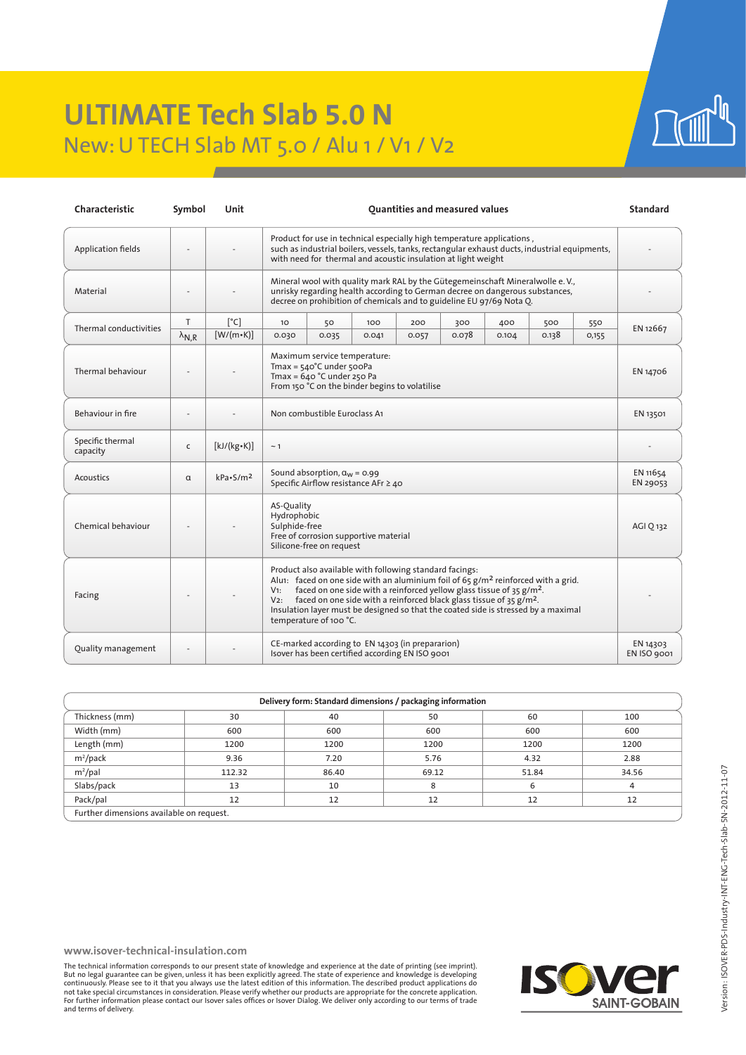# ULTIMATE Tech Slab 5.0 N

## New: U TECH Slab MT 5.0 / Alu 1 / V1 / V2

| Characteristic | Symbol | Unit | Quantities and measured values | | | | | | | | Standard |
|---|---|---|---|---|---|---|---|---|---|---|---|
| Application fields | - | - | Product for use in technical especially high temperature applications, such as industrial boilers, vessels, tanks, rectangular exhaust ducts, industrial equipments, with need for thermal and acoustic insulation at light weight | | | | | | | | - |
| Material | - | - | Mineral wool with quality mark RAL by the Gütegemeinschaft Mineralwolle e. V., unrisky regarding health according to German decree on dangerous substances, decree on prohibition of chemicals and to guideline EU 97/69 Nota Q. | | | | | | | | - |
| Thermal conductivities | T | [°C] | 10 | 50 | 100 | 200 | 300 | 400 | 500 | 550 | EN 12667 |
| | $\lambda_{N,R}$ | [W/(m•K)] | 0.030 | 0.035 | 0.041 | 0.057 | 0.078 | 0.104 | 0.138 | 0,155 | |
| Thermal behaviour | - | - | Maximum service temperature:<br>Tmax = 540°C under 500Pa<br>Tmax = 640 °C under 250 Pa<br>From 150 °C on the binder begins to volatilise | | | | | | | | EN 14706 |
| Behaviour in fire | - | - | Non combustible Euroclass A1 | | | | | | | | EN 13501 |
| Specific thermal capacity | c | [kJ/(kg•K)] | ~ 1 | | | | | | | | - |
| Acoustics | α | kPa•S/m² | Sound absorption, $\alpha_w$ = 0.99<br>Specific Airflow resistance AFr ≥ 40 | | | | | | | | EN 11654<br>EN 29053 |
| Chemical behaviour | - | - | AS-Quality<br>Hydrophobic<br>Sulphide-free<br>Free of corrosion supportive material<br>Silicone-free on request | | | | | | | | AGI Q 132 |
| Facing | - | - | Product also available with following standard facings:<br>Alu1: faced on one side with an aluminium foil of 65 g/m² reinforced with a grid.<br>V1: faced on one side with a reinforced yellow glass tissue of 35 g/m².<br>V2: faced on one side with a reinforced black glass tissue of 35 g/m².<br>Insulation layer must be designed so that the coated side is stressed by a maximal temperature of 100 °C. | | | | | | | | - |
| Quality management | - | - | CE-marked according to EN 14303 (in prepararion)<br>Isover has been certified according EN ISO 9001 | | | | | | | | EN 14303<br>EN ISO 9001 |

| Delivery form: Standard dimensions / packaging information | | | | | |
|---|---|---|---|---|---|
| Thickness (mm) | 30 | 40 | 50 | 60 | 100 |
| Width (mm) | 600 | 600 | 600 | 600 | 600 |
| Length (mm) | 1200 | 1200 | 1200 | 1200 | 1200 |
| m²/pack | 9.36 | 7.20 | 5.76 | 4.32 | 2.88 |
| m²/pal | 112.32 | 86.40 | 69.12 | 51.84 | 34.56 |
| Slabs/pack | 13 | 10 | 8 | 6 | 4 |
| Pack/pal | 12 | 12 | 12 | 12 | 12 |
| Further dimensions available on request. | | | | | |

**www.isover-technical-insulation.com**

The technical information corresponds to our present state of knowledge and experience at the date of printing (see imprint). But no legal guarantee can be given, unless it has been explicitly agreed. The state of experience and knowledge is developing continuously. Please see to it that you always use the latest edition of this information. The described product applications do not take special circumstances in consideration. Please verify whether our products are appropriate for the concrete application. For further information please contact our Isover sales offices or Isover Dialog. We deliver only according to our terms of trade and terms of delivery.

ISOVER SAINT-GOBAIN

Version: ISOVER-PDS-Industry-INT-ENG-Tech-Slab-5N-2012-11-07